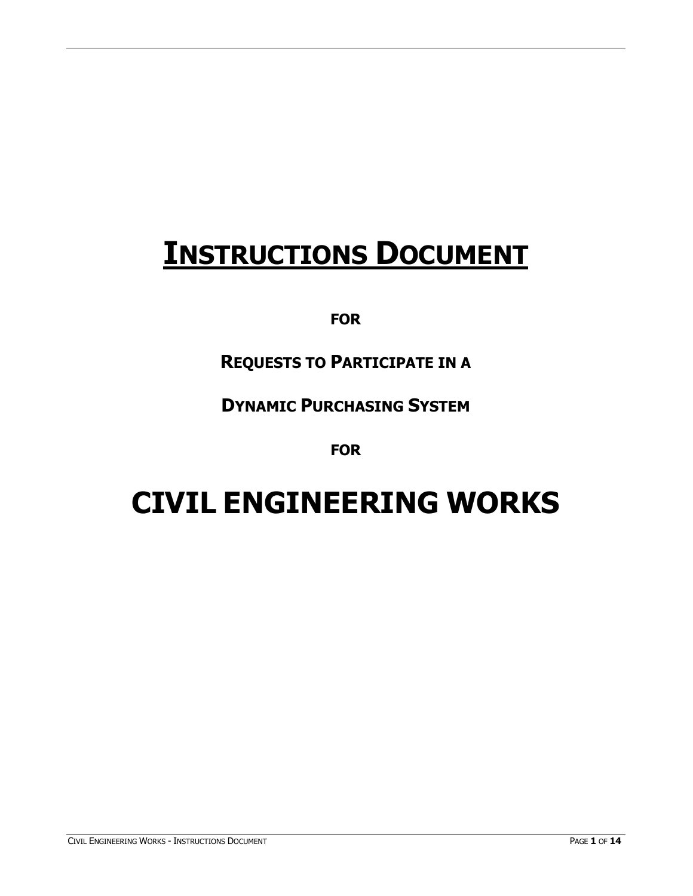# **<u>Instructions Document</u>**

**FOR**

**REQUESTS TO PARTICIPATE IN A**

**DYNAMIC PURCHASING SYSTEM**

**FOR**

# **CIVIL ENGINEERING WORKS**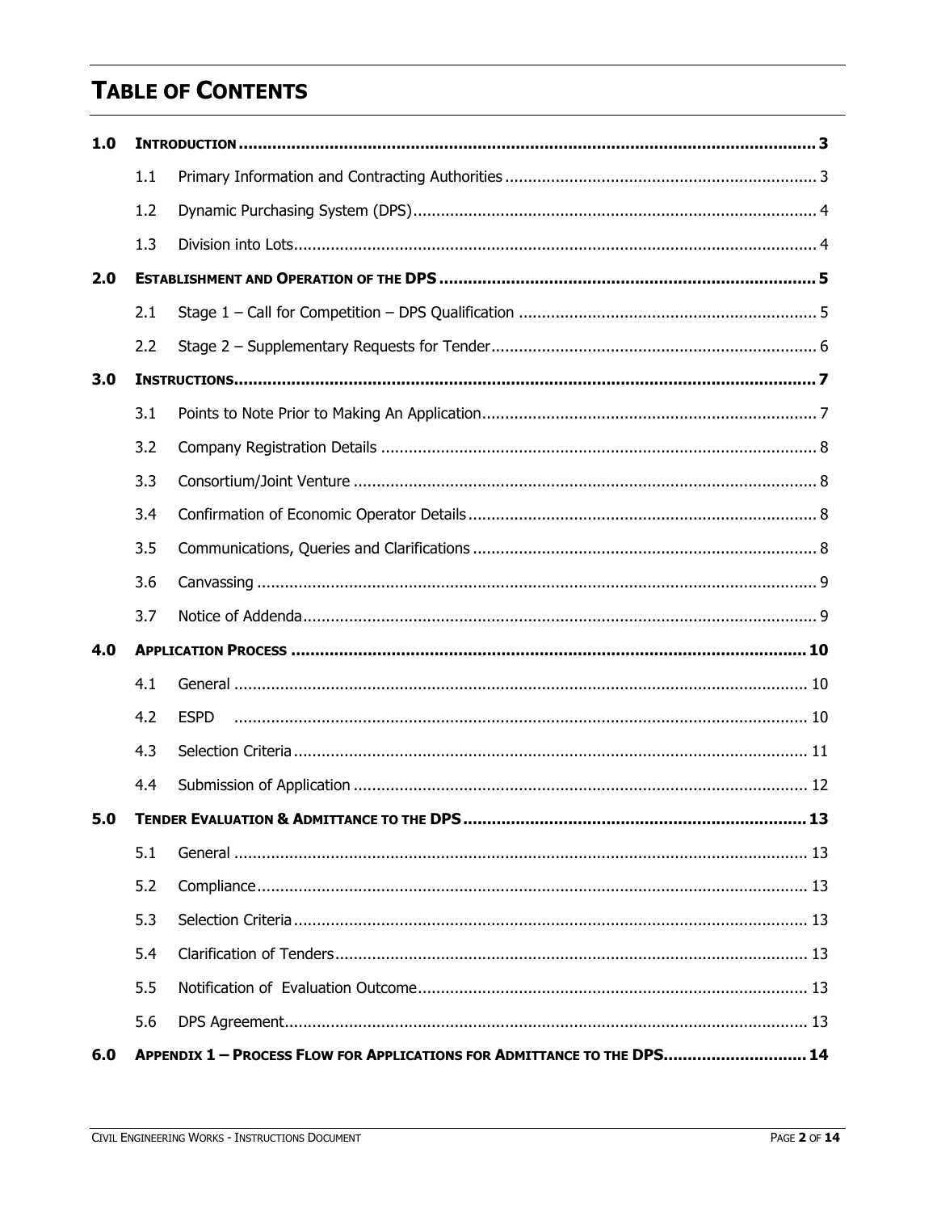# TABLE OF CONTENTS

**1.0 INTRODUCTION** ..... **3**

- 1.1 Primary Information and Contracting Authorities ..... 3
- 1.2 Dynamic Purchasing System (DPS) ..... 4
- 1.3 Division into Lots ..... 4

**2.0 ESTABLISHMENT AND OPERATION OF THE DPS** ..... **5**

- 2.1 Stage 1 – Call for Competition – DPS Qualification ..... 5
- 2.2 Stage 2 – Supplementary Requests for Tender ..... 6

**3.0 INSTRUCTIONS** ..... **7**

- 3.1 Points to Note Prior to Making An Application ..... 7
- 3.2 Company Registration Details ..... 8
- 3.3 Consortium/Joint Venture ..... 8
- 3.4 Confirmation of Economic Operator Details ..... 8
- 3.5 Communications, Queries and Clarifications ..... 8
- 3.6 Canvassing ..... 9
- 3.7 Notice of Addenda ..... 9

**4.0 APPLICATION PROCESS** ..... **10**

- 4.1 General ..... 10
- 4.2 ESPD ..... 10
- 4.3 Selection Criteria ..... 11
- 4.4 Submission of Application ..... 12

**5.0 TENDER EVALUATION & ADMITTANCE TO THE DPS** ..... **13**

- 5.1 General ..... 13
- 5.2 Compliance ..... 13
- 5.3 Selection Criteria ..... 13
- 5.4 Clarification of Tenders ..... 13
- 5.5 Notification of Evaluation Outcome ..... 13
- 5.6 DPS Agreement ..... 13

**6.0 APPENDIX 1 – PROCESS FLOW FOR APPLICATIONS FOR ADMITTANCE TO THE DPS** ..... **14**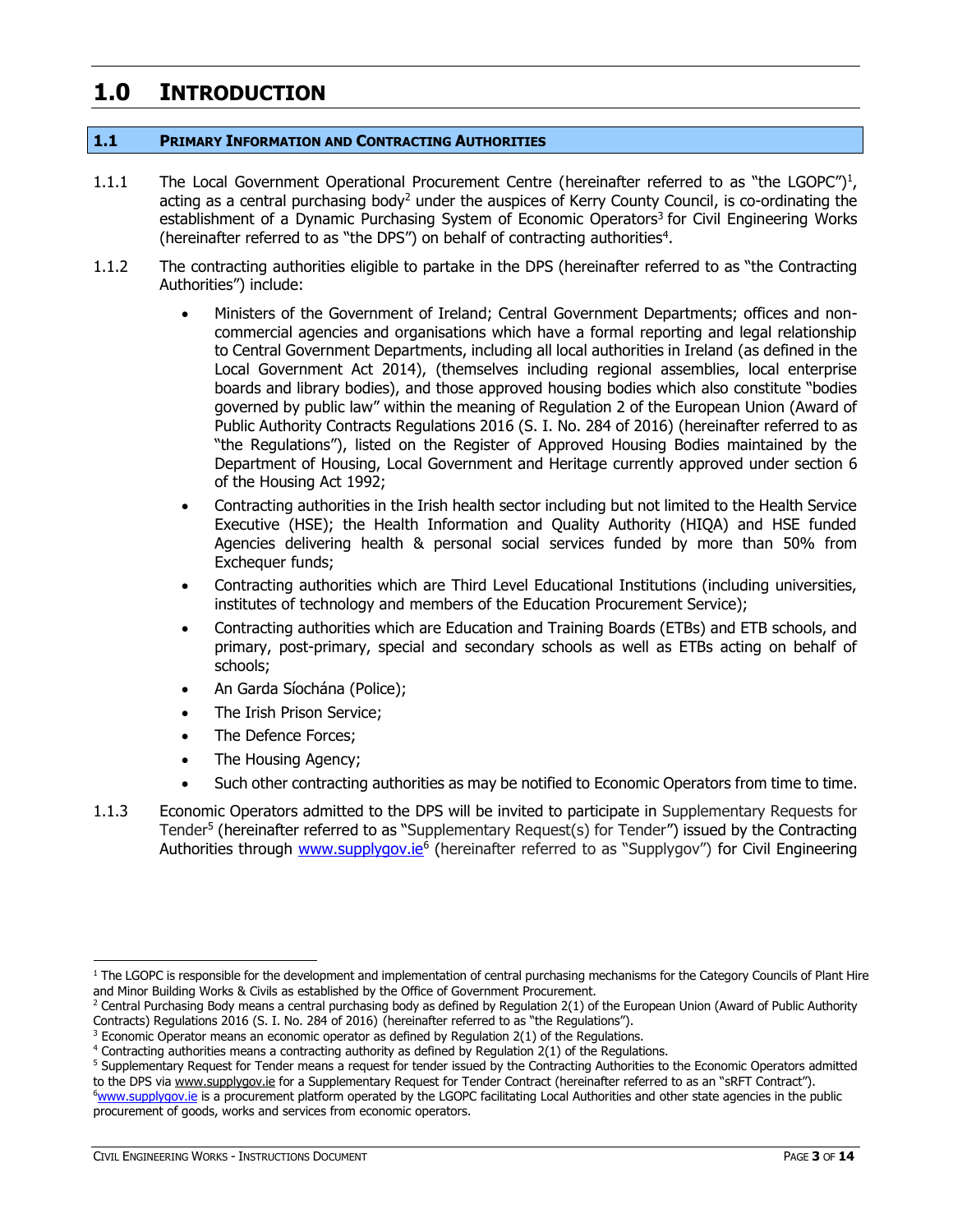# 1.0 INTRODUCTION

## 1.1 PRIMARY INFORMATION AND CONTRACTING AUTHORITIES

1.1.1 The Local Government Operational Procurement Centre (hereinafter referred to as "the LGOPC")[1], acting as a central purchasing body[2] under the auspices of Kerry County Council, is co-ordinating the establishment of a Dynamic Purchasing System of Economic Operators[3] for Civil Engineering Works (hereinafter referred to as "the DPS") on behalf of contracting authorities[4].

1.1.2 The contracting authorities eligible to partake in the DPS (hereinafter referred to as "the Contracting Authorities") include:

- Ministers of the Government of Ireland; Central Government Departments; offices and non-commercial agencies and organisations which have a formal reporting and legal relationship to Central Government Departments, including all local authorities in Ireland (as defined in the Local Government Act 2014), (themselves including regional assemblies, local enterprise boards and library bodies), and those approved housing bodies which also constitute "bodies governed by public law" within the meaning of Regulation 2 of the European Union (Award of Public Authority Contracts Regulations 2016 (S. I. No. 284 of 2016) (hereinafter referred to as "the Regulations"), listed on the Register of Approved Housing Bodies maintained by the Department of Housing, Local Government and Heritage currently approved under section 6 of the Housing Act 1992;
- Contracting authorities in the Irish health sector including but not limited to the Health Service Executive (HSE); the Health Information and Quality Authority (HIQA) and HSE funded Agencies delivering health & personal social services funded by more than 50% from Exchequer funds;
- Contracting authorities which are Third Level Educational Institutions (including universities, institutes of technology and members of the Education Procurement Service);
- Contracting authorities which are Education and Training Boards (ETBs) and ETB schools, and primary, post-primary, special and secondary schools as well as ETBs acting on behalf of schools;
- An Garda Síochána (Police);
- The Irish Prison Service;
- The Defence Forces;
- The Housing Agency;
- Such other contracting authorities as may be notified to Economic Operators from time to time.

1.1.3 Economic Operators admitted to the DPS will be invited to participate in Supplementary Requests for Tender[5] (hereinafter referred to as "Supplementary Request(s) for Tender") issued by the Contracting Authorities through www.supplygov.ie[6] (hereinafter referred to as "Supplygov") for Civil Engineering

---

[1] The LGOPC is responsible for the development and implementation of central purchasing mechanisms for the Category Councils of Plant Hire and Minor Building Works & Civils as established by the Office of Government Procurement.

[2] Central Purchasing Body means a central purchasing body as defined by Regulation 2(1) of the European Union (Award of Public Authority Contracts) Regulations 2016 (S. I. No. 284 of 2016) (hereinafter referred to as "the Regulations").

[3] Economic Operator means an economic operator as defined by Regulation 2(1) of the Regulations.

[4] Contracting authorities means a contracting authority as defined by Regulation 2(1) of the Regulations.

[5] Supplementary Request for Tender means a request for tender issued by the Contracting Authorities to the Economic Operators admitted to the DPS via www.supplygov.ie for a Supplementary Request for Tender Contract (hereinafter referred to as an "sRFT Contract").

[6] www.supplygov.ie is a procurement platform operated by the LGOPC facilitating Local Authorities and other state agencies in the public procurement of goods, works and services from economic operators.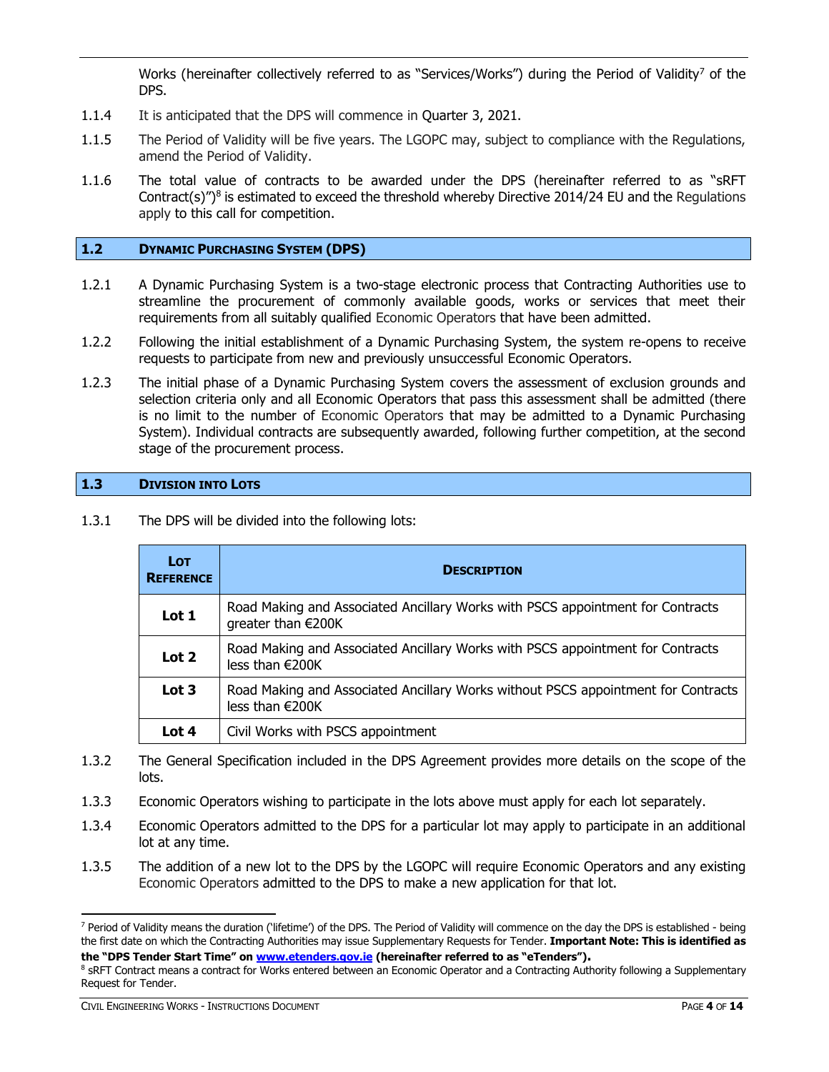Works (hereinafter collectively referred to as "Services/Works") during the Period of Validity[7] of the DPS.

1.1.4 It is anticipated that the DPS will commence in Quarter 3, 2021.

1.1.5 The Period of Validity will be five years. The LGOPC may, subject to compliance with the Regulations, amend the Period of Validity.

1.1.6 The total value of contracts to be awarded under the DPS (hereinafter referred to as "sRFT Contract(s)")[8] is estimated to exceed the threshold whereby Directive 2014/24 EU and the Regulations apply to this call for competition.

## 1.2 DYNAMIC PURCHASING SYSTEM (DPS)

1.2.1 A Dynamic Purchasing System is a two-stage electronic process that Contracting Authorities use to streamline the procurement of commonly available goods, works or services that meet their requirements from all suitably qualified Economic Operators that have been admitted.

1.2.2 Following the initial establishment of a Dynamic Purchasing System, the system re-opens to receive requests to participate from new and previously unsuccessful Economic Operators.

1.2.3 The initial phase of a Dynamic Purchasing System covers the assessment of exclusion grounds and selection criteria only and all Economic Operators that pass this assessment shall be admitted (there is no limit to the number of Economic Operators that may be admitted to a Dynamic Purchasing System). Individual contracts are subsequently awarded, following further competition, at the second stage of the procurement process.

## 1.3 DIVISION INTO LOTS

1.3.1 The DPS will be divided into the following lots:

| LOT REFERENCE | DESCRIPTION |
|---|---|
| **Lot 1** | Road Making and Associated Ancillary Works with PSCS appointment for Contracts greater than €200K |
| **Lot 2** | Road Making and Associated Ancillary Works with PSCS appointment for Contracts less than €200K |
| **Lot 3** | Road Making and Associated Ancillary Works without PSCS appointment for Contracts less than €200K |
| **Lot 4** | Civil Works with PSCS appointment |

1.3.2 The General Specification included in the DPS Agreement provides more details on the scope of the lots.

1.3.3 Economic Operators wishing to participate in the lots above must apply for each lot separately.

1.3.4 Economic Operators admitted to the DPS for a particular lot may apply to participate in an additional lot at any time.

1.3.5 The addition of a new lot to the DPS by the LGOPC will require Economic Operators and any existing Economic Operators admitted to the DPS to make a new application for that lot.

---

[7] Period of Validity means the duration ('lifetime') of the DPS. The Period of Validity will commence on the day the DPS is established - being the first date on which the Contracting Authorities may issue Supplementary Requests for Tender. **Important Note: This is identified as the "DPS Tender Start Time" on [www.etenders.gov.ie](http://www.etenders.gov.ie) (hereinafter referred to as "eTenders").**

[8] sRFT Contract means a contract for Works entered between an Economic Operator and a Contracting Authority following a Supplementary Request for Tender.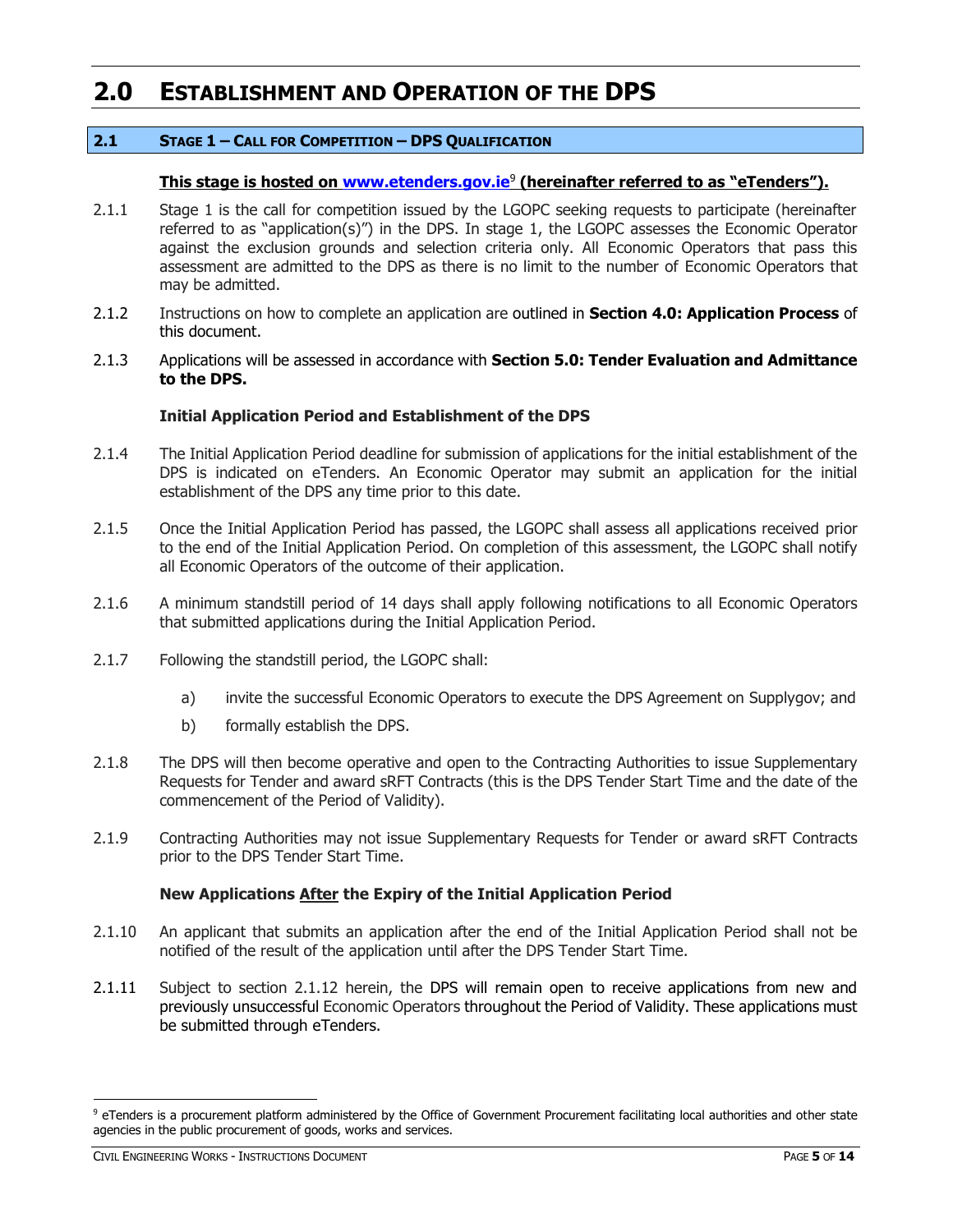# 2.0 ESTABLISHMENT AND OPERATION OF THE DPS

## 2.1 STAGE 1 – CALL FOR COMPETITION – DPS QUALIFICATION

**This stage is hosted on www.etenders.gov.ie[9] (hereinafter referred to as "eTenders").**

2.1.1 Stage 1 is the call for competition issued by the LGOPC seeking requests to participate (hereinafter referred to as "application(s)") in the DPS. In stage 1, the LGOPC assesses the Economic Operator against the exclusion grounds and selection criteria only. All Economic Operators that pass this assessment are admitted to the DPS as there is no limit to the number of Economic Operators that may be admitted.

2.1.2 Instructions on how to complete an application are outlined in **Section 4.0: Application Process** of this document.

2.1.3 Applications will be assessed in accordance with **Section 5.0: Tender Evaluation and Admittance to the DPS.**

**Initial Application Period and Establishment of the DPS**

2.1.4 The Initial Application Period deadline for submission of applications for the initial establishment of the DPS is indicated on eTenders. An Economic Operator may submit an application for the initial establishment of the DPS any time prior to this date.

2.1.5 Once the Initial Application Period has passed, the LGOPC shall assess all applications received prior to the end of the Initial Application Period. On completion of this assessment, the LGOPC shall notify all Economic Operators of the outcome of their application.

2.1.6 A minimum standstill period of 14 days shall apply following notifications to all Economic Operators that submitted applications during the Initial Application Period.

2.1.7 Following the standstill period, the LGOPC shall:

a) invite the successful Economic Operators to execute the DPS Agreement on Supplygov; and

b) formally establish the DPS.

2.1.8 The DPS will then become operative and open to the Contracting Authorities to issue Supplementary Requests for Tender and award sRFT Contracts (this is the DPS Tender Start Time and the date of the commencement of the Period of Validity).

2.1.9 Contracting Authorities may not issue Supplementary Requests for Tender or award sRFT Contracts prior to the DPS Tender Start Time.

**New Applications After the Expiry of the Initial Application Period**

2.1.10 An applicant that submits an application after the end of the Initial Application Period shall not be notified of the result of the application until after the DPS Tender Start Time.

2.1.11 Subject to section 2.1.12 herein, the DPS will remain open to receive applications from new and previously unsuccessful Economic Operators throughout the Period of Validity. These applications must be submitted through eTenders.

[9] eTenders is a procurement platform administered by the Office of Government Procurement facilitating local authorities and other state agencies in the public procurement of goods, works and services.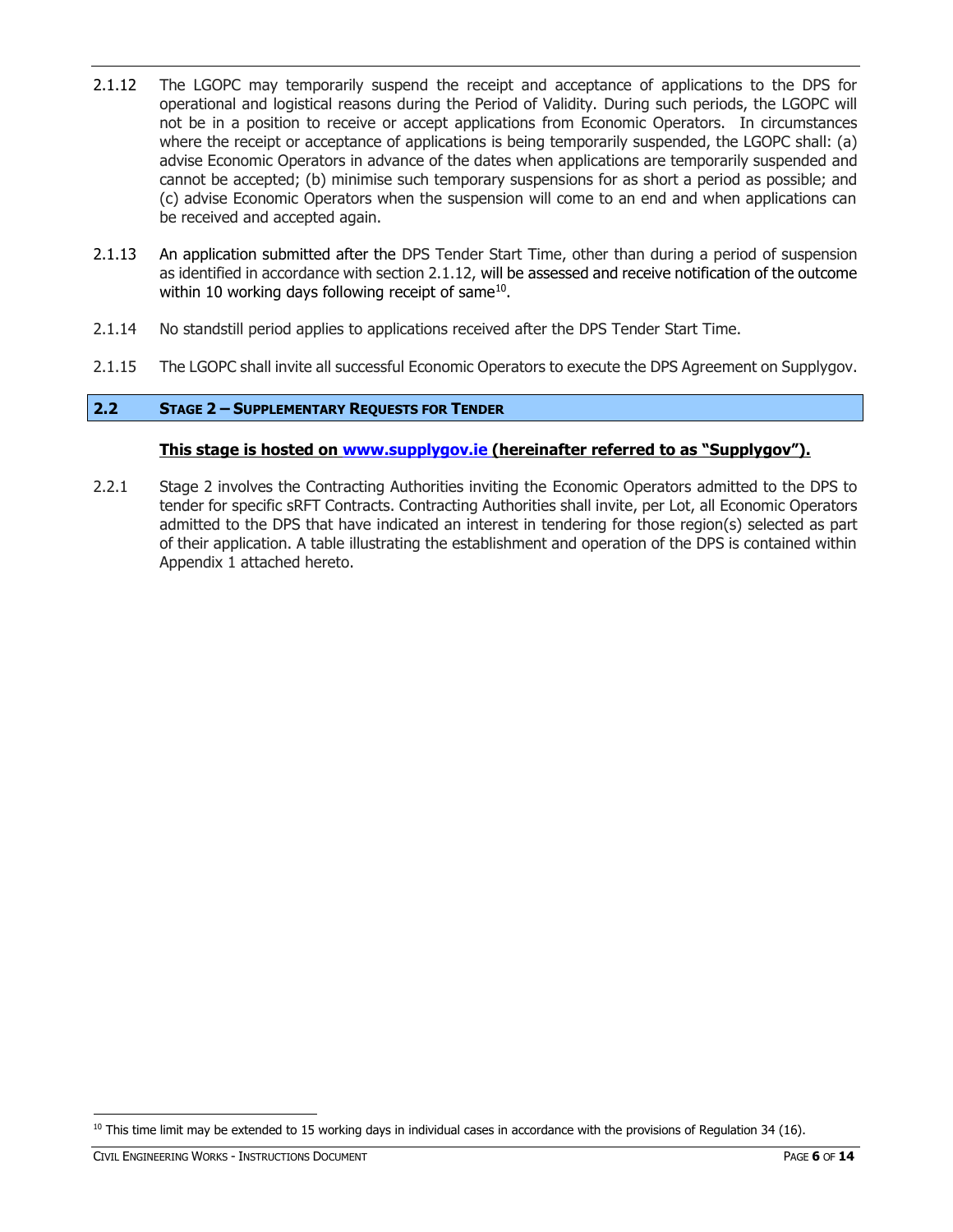2.1.12 The LGOPC may temporarily suspend the receipt and acceptance of applications to the DPS for operational and logistical reasons during the Period of Validity. During such periods, the LGOPC will not be in a position to receive or accept applications from Economic Operators. In circumstances where the receipt or acceptance of applications is being temporarily suspended, the LGOPC shall: (a) advise Economic Operators in advance of the dates when applications are temporarily suspended and cannot be accepted; (b) minimise such temporary suspensions for as short a period as possible; and (c) advise Economic Operators when the suspension will come to an end and when applications can be received and accepted again.

2.1.13 An application submitted after the DPS Tender Start Time, other than during a period of suspension as identified in accordance with section 2.1.12, will be assessed and receive notification of the outcome within 10 working days following receipt of same[10].

2.1.14 No standstill period applies to applications received after the DPS Tender Start Time.

2.1.15 The LGOPC shall invite all successful Economic Operators to execute the DPS Agreement on Supplygov.

## 2.2 STAGE 2 – SUPPLEMENTARY REQUESTS FOR TENDER

**This stage is hosted on www.supplygov.ie (hereinafter referred to as "Supplygov").**

2.2.1 Stage 2 involves the Contracting Authorities inviting the Economic Operators admitted to the DPS to tender for specific sRFT Contracts. Contracting Authorities shall invite, per Lot, all Economic Operators admitted to the DPS that have indicated an interest in tendering for those region(s) selected as part of their application. A table illustrating the establishment and operation of the DPS is contained within Appendix 1 attached hereto.

[10] This time limit may be extended to 15 working days in individual cases in accordance with the provisions of Regulation 34 (16).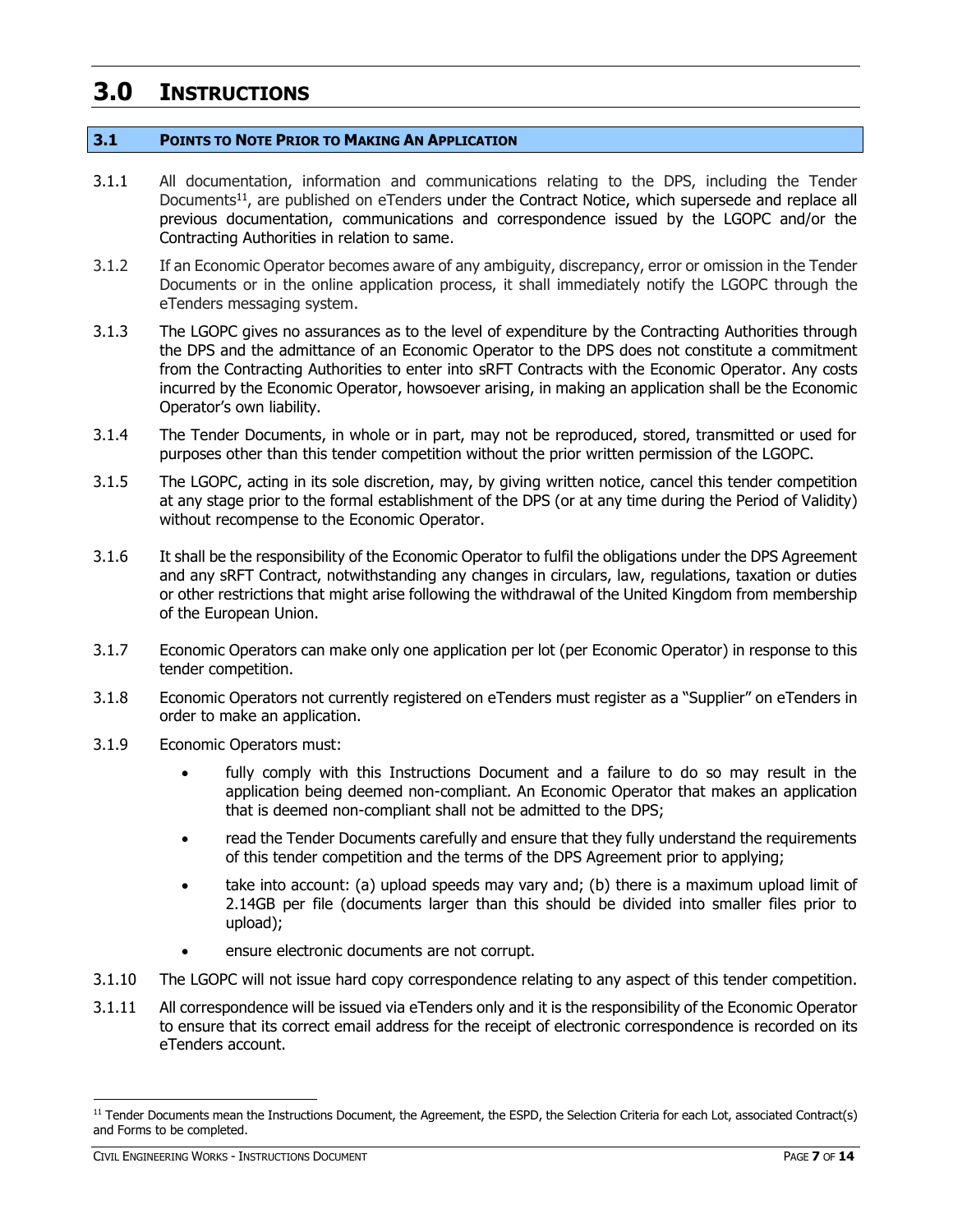# 3.0 INSTRUCTIONS

## 3.1 POINTS TO NOTE PRIOR TO MAKING AN APPLICATION

3.1.1 All documentation, information and communications relating to the DPS, including the Tender Documents[11], are published on eTenders under the Contract Notice, which supersede and replace all previous documentation, communications and correspondence issued by the LGOPC and/or the Contracting Authorities in relation to same.

3.1.2 If an Economic Operator becomes aware of any ambiguity, discrepancy, error or omission in the Tender Documents or in the online application process, it shall immediately notify the LGOPC through the eTenders messaging system.

3.1.3 The LGOPC gives no assurances as to the level of expenditure by the Contracting Authorities through the DPS and the admittance of an Economic Operator to the DPS does not constitute a commitment from the Contracting Authorities to enter into sRFT Contracts with the Economic Operator. Any costs incurred by the Economic Operator, howsoever arising, in making an application shall be the Economic Operator's own liability.

3.1.4 The Tender Documents, in whole or in part, may not be reproduced, stored, transmitted or used for purposes other than this tender competition without the prior written permission of the LGOPC.

3.1.5 The LGOPC, acting in its sole discretion, may, by giving written notice, cancel this tender competition at any stage prior to the formal establishment of the DPS (or at any time during the Period of Validity) without recompense to the Economic Operator.

3.1.6 It shall be the responsibility of the Economic Operator to fulfil the obligations under the DPS Agreement and any sRFT Contract, notwithstanding any changes in circulars, law, regulations, taxation or duties or other restrictions that might arise following the withdrawal of the United Kingdom from membership of the European Union.

3.1.7 Economic Operators can make only one application per lot (per Economic Operator) in response to this tender competition.

3.1.8 Economic Operators not currently registered on eTenders must register as a "Supplier" on eTenders in order to make an application.

3.1.9 Economic Operators must:

- fully comply with this Instructions Document and a failure to do so may result in the application being deemed non-compliant. An Economic Operator that makes an application that is deemed non-compliant shall not be admitted to the DPS;
- read the Tender Documents carefully and ensure that they fully understand the requirements of this tender competition and the terms of the DPS Agreement prior to applying;
- take into account: (a) upload speeds may vary and; (b) there is a maximum upload limit of 2.14GB per file (documents larger than this should be divided into smaller files prior to upload);
- ensure electronic documents are not corrupt.

3.1.10 The LGOPC will not issue hard copy correspondence relating to any aspect of this tender competition.

3.1.11 All correspondence will be issued via eTenders only and it is the responsibility of the Economic Operator to ensure that its correct email address for the receipt of electronic correspondence is recorded on its eTenders account.

---

[11] Tender Documents mean the Instructions Document, the Agreement, the ESPD, the Selection Criteria for each Lot, associated Contract(s) and Forms to be completed.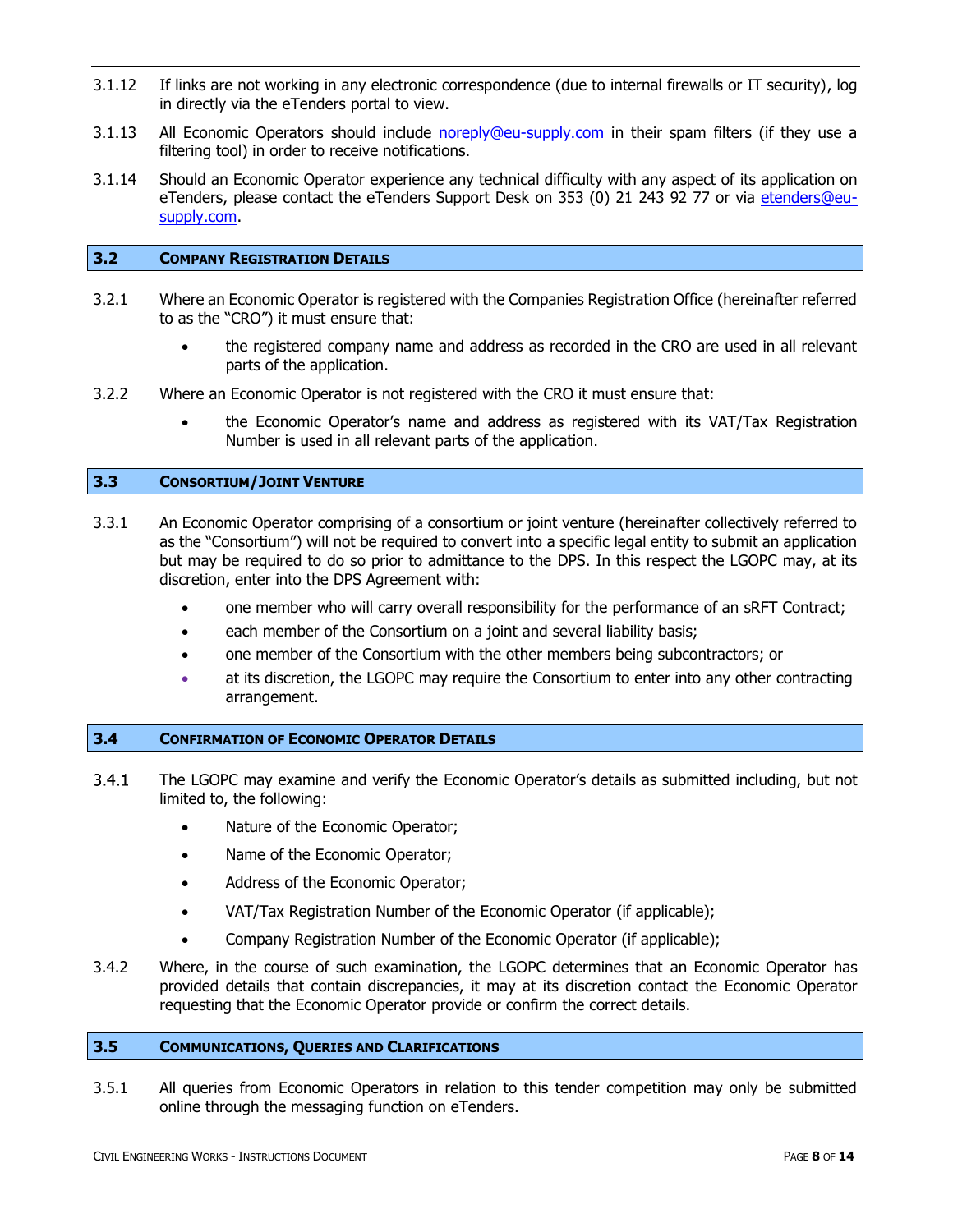3.1.12 If links are not working in any electronic correspondence (due to internal firewalls or IT security), log in directly via the eTenders portal to view.

3.1.13 All Economic Operators should include noreply@eu-supply.com in their spam filters (if they use a filtering tool) in order to receive notifications.

3.1.14 Should an Economic Operator experience any technical difficulty with any aspect of its application on eTenders, please contact the eTenders Support Desk on 353 (0) 21 243 92 77 or via etenders@eu-supply.com.

## 3.2 COMPANY REGISTRATION DETAILS

3.2.1 Where an Economic Operator is registered with the Companies Registration Office (hereinafter referred to as the "CRO") it must ensure that:

- the registered company name and address as recorded in the CRO are used in all relevant parts of the application.

3.2.2 Where an Economic Operator is not registered with the CRO it must ensure that:

- the Economic Operator's name and address as registered with its VAT/Tax Registration Number is used in all relevant parts of the application.

## 3.3 CONSORTIUM/JOINT VENTURE

3.3.1 An Economic Operator comprising of a consortium or joint venture (hereinafter collectively referred to as the "Consortium") will not be required to convert into a specific legal entity to submit an application but may be required to do so prior to admittance to the DPS. In this respect the LGOPC may, at its discretion, enter into the DPS Agreement with:

- one member who will carry overall responsibility for the performance of an sRFT Contract;
- each member of the Consortium on a joint and several liability basis;
- one member of the Consortium with the other members being subcontractors; or
- at its discretion, the LGOPC may require the Consortium to enter into any other contracting arrangement.

## 3.4 CONFIRMATION OF ECONOMIC OPERATOR DETAILS

3.4.1 The LGOPC may examine and verify the Economic Operator's details as submitted including, but not limited to, the following:

- Nature of the Economic Operator;
- Name of the Economic Operator;
- Address of the Economic Operator;
- VAT/Tax Registration Number of the Economic Operator (if applicable);
- Company Registration Number of the Economic Operator (if applicable);

3.4.2 Where, in the course of such examination, the LGOPC determines that an Economic Operator has provided details that contain discrepancies, it may at its discretion contact the Economic Operator requesting that the Economic Operator provide or confirm the correct details.

## 3.5 COMMUNICATIONS, QUERIES AND CLARIFICATIONS

3.5.1 All queries from Economic Operators in relation to this tender competition may only be submitted online through the messaging function on eTenders.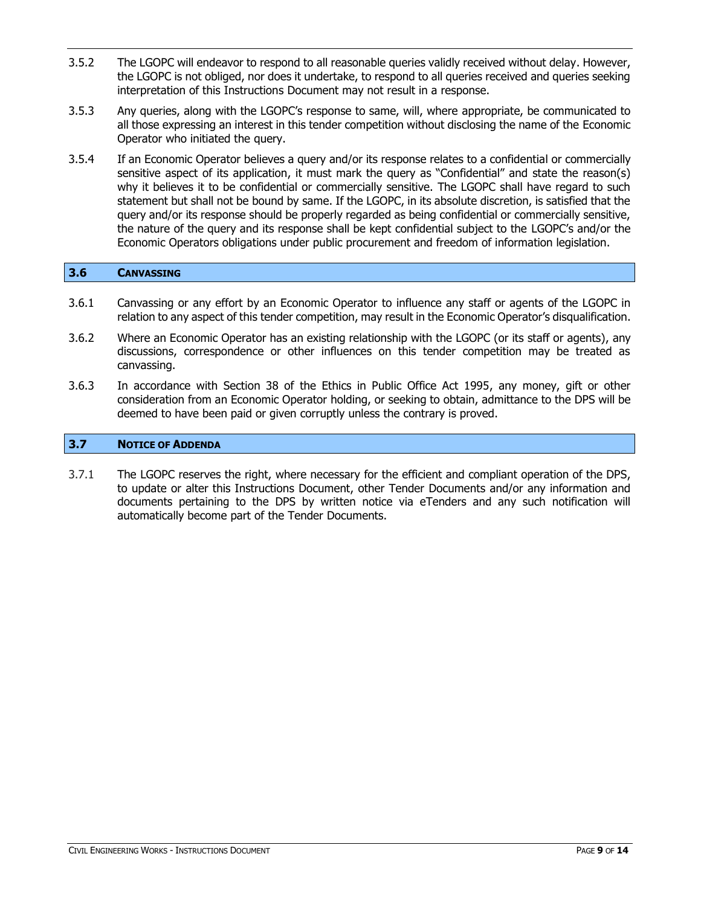3.5.2 The LGOPC will endeavor to respond to all reasonable queries validly received without delay. However, the LGOPC is not obliged, nor does it undertake, to respond to all queries received and queries seeking interpretation of this Instructions Document may not result in a response.

3.5.3 Any queries, along with the LGOPC's response to same, will, where appropriate, be communicated to all those expressing an interest in this tender competition without disclosing the name of the Economic Operator who initiated the query.

3.5.4 If an Economic Operator believes a query and/or its response relates to a confidential or commercially sensitive aspect of its application, it must mark the query as "Confidential" and state the reason(s) why it believes it to be confidential or commercially sensitive. The LGOPC shall have regard to such statement but shall not be bound by same. If the LGOPC, in its absolute discretion, is satisfied that the query and/or its response should be properly regarded as being confidential or commercially sensitive, the nature of the query and its response shall be kept confidential subject to the LGOPC's and/or the Economic Operators obligations under public procurement and freedom of information legislation.

## 3.6 CANVASSING

3.6.1 Canvassing or any effort by an Economic Operator to influence any staff or agents of the LGOPC in relation to any aspect of this tender competition, may result in the Economic Operator's disqualification.

3.6.2 Where an Economic Operator has an existing relationship with the LGOPC (or its staff or agents), any discussions, correspondence or other influences on this tender competition may be treated as canvassing.

3.6.3 In accordance with Section 38 of the Ethics in Public Office Act 1995, any money, gift or other consideration from an Economic Operator holding, or seeking to obtain, admittance to the DPS will be deemed to have been paid or given corruptly unless the contrary is proved.

## 3.7 NOTICE OF ADDENDA

3.7.1 The LGOPC reserves the right, where necessary for the efficient and compliant operation of the DPS, to update or alter this Instructions Document, other Tender Documents and/or any information and documents pertaining to the DPS by written notice via eTenders and any such notification will automatically become part of the Tender Documents.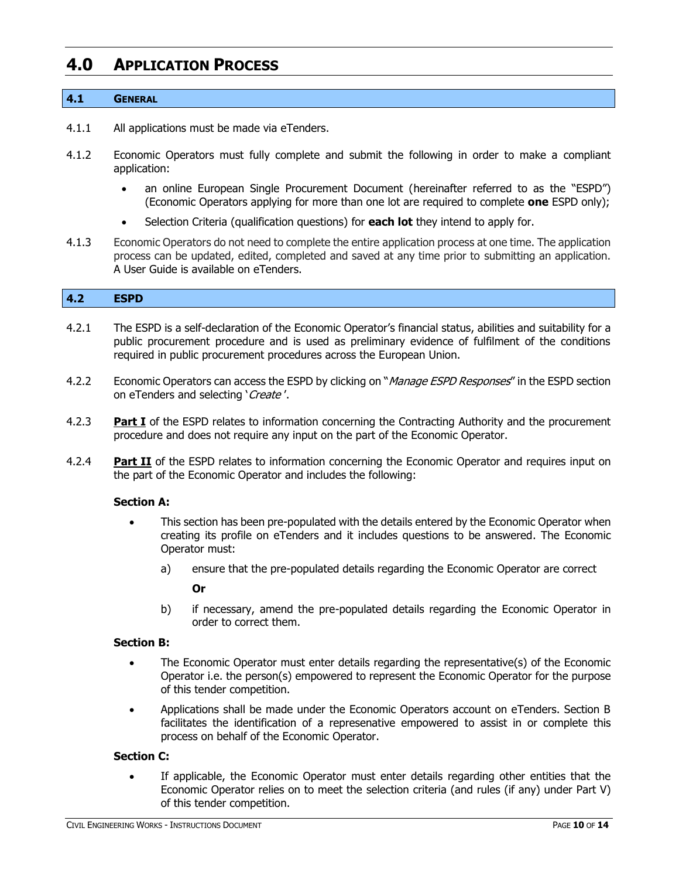# 4.0 APPLICATION PROCESS

## 4.1 GENERAL

4.1.1 All applications must be made via eTenders.

4.1.2 Economic Operators must fully complete and submit the following in order to make a compliant application:

- an online European Single Procurement Document (hereinafter referred to as the "ESPD") (Economic Operators applying for more than one lot are required to complete **one** ESPD only);
- Selection Criteria (qualification questions) for **each lot** they intend to apply for.

4.1.3 Economic Operators do not need to complete the entire application process at one time. The application process can be updated, edited, completed and saved at any time prior to submitting an application. A User Guide is available on eTenders.

## 4.2 ESPD

4.2.1 The ESPD is a self-declaration of the Economic Operator's financial status, abilities and suitability for a public procurement procedure and is used as preliminary evidence of fulfilment of the conditions required in public procurement procedures across the European Union.

4.2.2 Economic Operators can access the ESPD by clicking on "*Manage ESPD Responses*" in the ESPD section on eTenders and selecting '*Create*'.

4.2.3 **Part I** of the ESPD relates to information concerning the Contracting Authority and the procurement procedure and does not require any input on the part of the Economic Operator.

4.2.4 **Part II** of the ESPD relates to information concerning the Economic Operator and requires input on the part of the Economic Operator and includes the following:

**Section A:**

- This section has been pre-populated with the details entered by the Economic Operator when creating its profile on eTenders and it includes questions to be answered. The Economic Operator must:

  a) ensure that the pre-populated details regarding the Economic Operator are correct

  **Or**

  b) if necessary, amend the pre-populated details regarding the Economic Operator in order to correct them.

**Section B:**

- The Economic Operator must enter details regarding the representative(s) of the Economic Operator i.e. the person(s) empowered to represent the Economic Operator for the purpose of this tender competition.
- Applications shall be made under the Economic Operators account on eTenders. Section B facilitates the identification of a represenative empowered to assist in or complete this process on behalf of the Economic Operator.

**Section C:**

- If applicable, the Economic Operator must enter details regarding other entities that the Economic Operator relies on to meet the selection criteria (and rules (if any) under Part V) of this tender competition.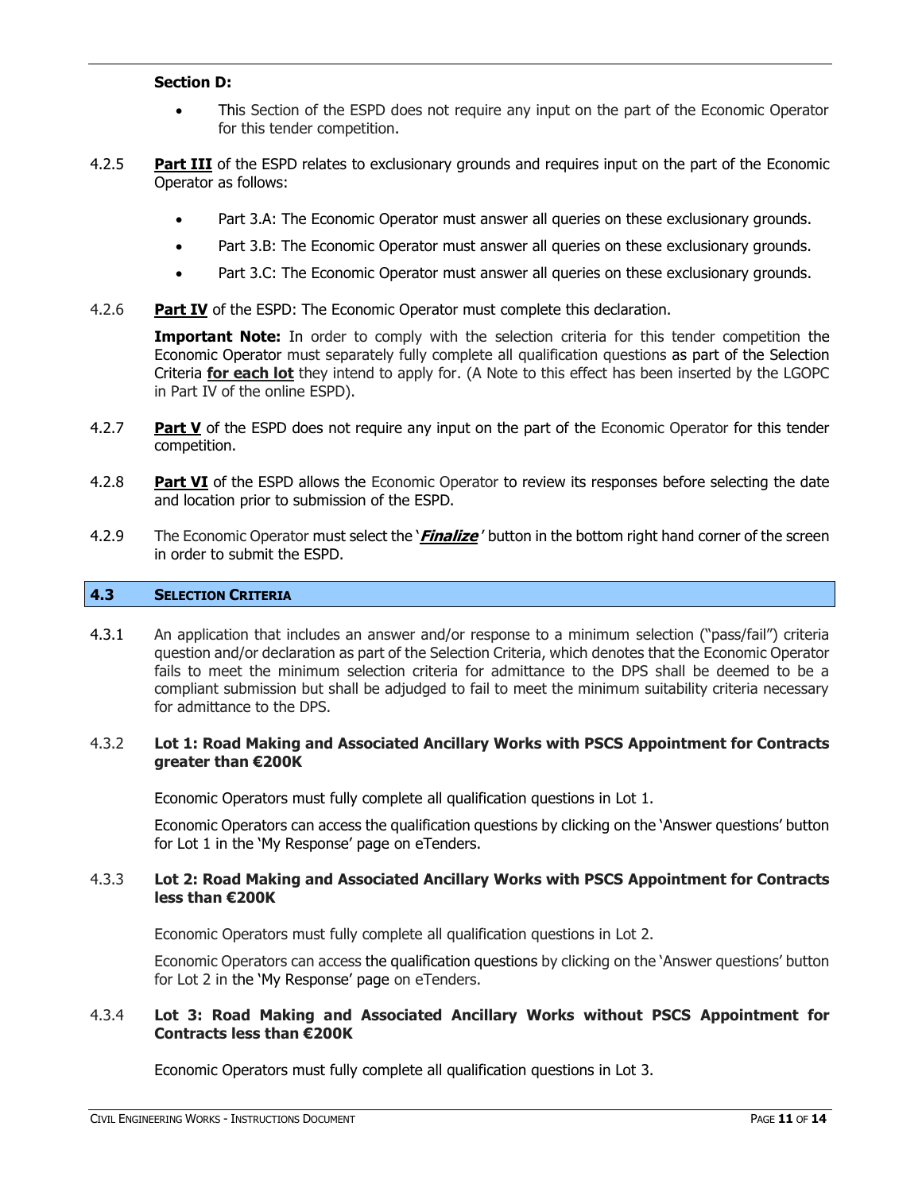**Section D:**

- This Section of the ESPD does not require any input on the part of the Economic Operator for this tender competition.

4.2.5 **<u>Part III</u>** of the ESPD relates to exclusionary grounds and requires input on the part of the Economic Operator as follows:

- Part 3.A: The Economic Operator must answer all queries on these exclusionary grounds.
- Part 3.B: The Economic Operator must answer all queries on these exclusionary grounds.
- Part 3.C: The Economic Operator must answer all queries on these exclusionary grounds.

4.2.6 **<u>Part IV</u>** of the ESPD: The Economic Operator must complete this declaration.

**Important Note:** In order to comply with the selection criteria for this tender competition the Economic Operator must separately fully complete all qualification questions as part of the Selection Criteria **<u>for each lot</u>** they intend to apply for. (A Note to this effect has been inserted by the LGOPC in Part IV of the online ESPD).

4.2.7 **<u>Part V</u>** of the ESPD does not require any input on the part of the Economic Operator for this tender competition.

4.2.8 **<u>Part VI</u>** of the ESPD allows the Economic Operator to review its responses before selecting the date and location prior to submission of the ESPD.

4.2.9 The Economic Operator must select the '***<u>Finalize</u>***' button in the bottom right hand corner of the screen in order to submit the ESPD.

## 4.3 SELECTION CRITERIA

4.3.1 An application that includes an answer and/or response to a minimum selection ("pass/fail") criteria question and/or declaration as part of the Selection Criteria, which denotes that the Economic Operator fails to meet the minimum selection criteria for admittance to the DPS shall be deemed to be a compliant submission but shall be adjudged to fail to meet the minimum suitability criteria necessary for admittance to the DPS.

### 4.3.2 Lot 1: Road Making and Associated Ancillary Works with PSCS Appointment for Contracts greater than €200K

Economic Operators must fully complete all qualification questions in Lot 1.

Economic Operators can access the qualification questions by clicking on the 'Answer questions' button for Lot 1 in the 'My Response' page on eTenders.

### 4.3.3 Lot 2: Road Making and Associated Ancillary Works with PSCS Appointment for Contracts less than €200K

Economic Operators must fully complete all qualification questions in Lot 2.

Economic Operators can access the qualification questions by clicking on the 'Answer questions' button for Lot 2 in the 'My Response' page on eTenders.

### 4.3.4 Lot 3: Road Making and Associated Ancillary Works without PSCS Appointment for Contracts less than €200K

Economic Operators must fully complete all qualification questions in Lot 3.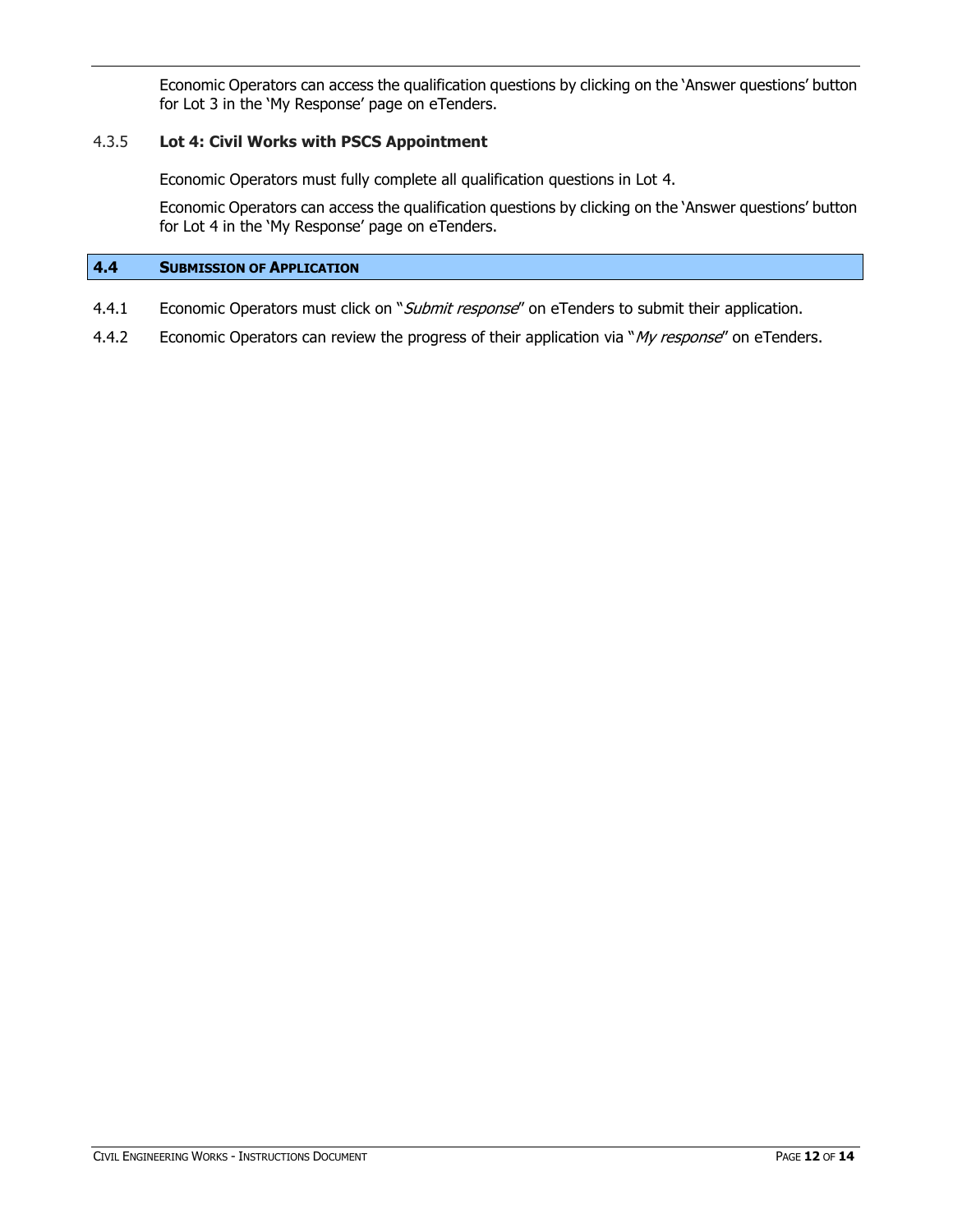Economic Operators can access the qualification questions by clicking on the 'Answer questions' button for Lot 3 in the 'My Response' page on eTenders.

4.3.5 **Lot 4: Civil Works with PSCS Appointment**

Economic Operators must fully complete all qualification questions in Lot 4.

Economic Operators can access the qualification questions by clicking on the 'Answer questions' button for Lot 4 in the 'My Response' page on eTenders.

## 4.4 SUBMISSION OF APPLICATION

4.4.1 Economic Operators must click on "*Submit response*" on eTenders to submit their application.

4.4.2 Economic Operators can review the progress of their application via "*My response*" on eTenders.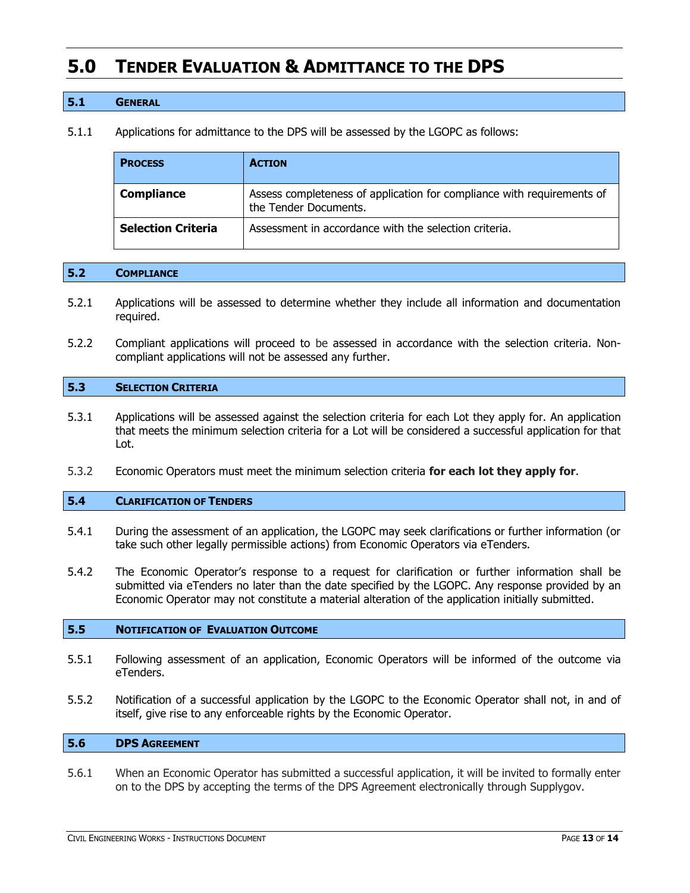# 5.0 Tender Evaluation & Admittance to the DPS

## 5.1 General

5.1.1 Applications for admittance to the DPS will be assessed by the LGOPC as follows:

| **Process** | **Action** |
|---|---|
| **Compliance** | Assess completeness of application for compliance with requirements of the Tender Documents. |
| **Selection Criteria** | Assessment in accordance with the selection criteria. |

## 5.2 Compliance

5.2.1 Applications will be assessed to determine whether they include all information and documentation required.

5.2.2 Compliant applications will proceed to be assessed in accordance with the selection criteria. Non-compliant applications will not be assessed any further.

## 5.3 Selection Criteria

5.3.1 Applications will be assessed against the selection criteria for each Lot they apply for. An application that meets the minimum selection criteria for a Lot will be considered a successful application for that Lot.

5.3.2 Economic Operators must meet the minimum selection criteria **for each lot they apply for**.

## 5.4 Clarification of Tenders

5.4.1 During the assessment of an application, the LGOPC may seek clarifications or further information (or take such other legally permissible actions) from Economic Operators via eTenders.

5.4.2 The Economic Operator's response to a request for clarification or further information shall be submitted via eTenders no later than the date specified by the LGOPC. Any response provided by an Economic Operator may not constitute a material alteration of the application initially submitted.

## 5.5 Notification of Evaluation Outcome

5.5.1 Following assessment of an application, Economic Operators will be informed of the outcome via eTenders.

5.5.2 Notification of a successful application by the LGOPC to the Economic Operator shall not, in and of itself, give rise to any enforceable rights by the Economic Operator.

## 5.6 DPS Agreement

5.6.1 When an Economic Operator has submitted a successful application, it will be invited to formally enter on to the DPS by accepting the terms of the DPS Agreement electronically through Supplygov.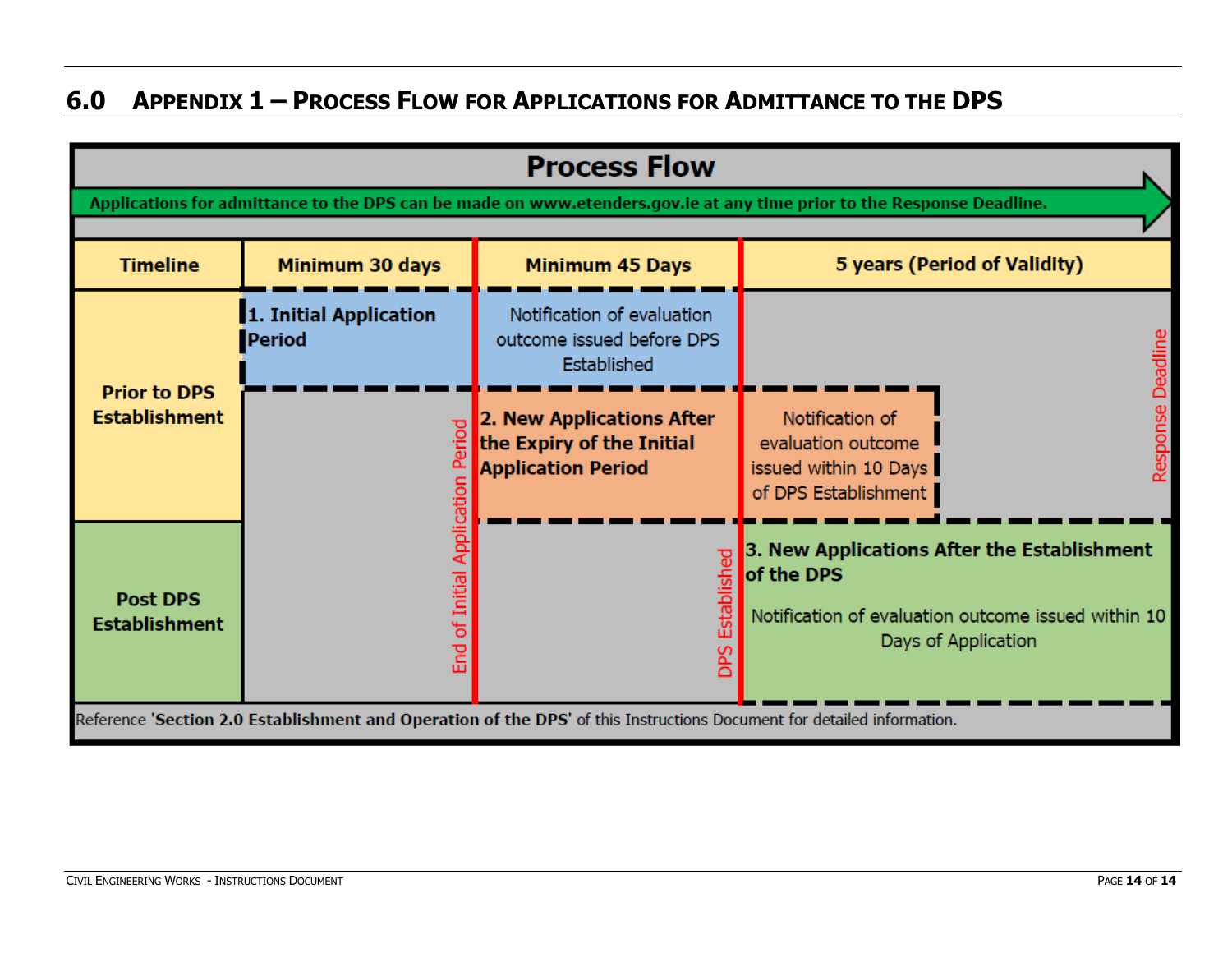## 6.0 Appendix 1 – Process Flow for Applications for Admittance to the DPS

**Process Flow**

**Applications for admittance to the DPS can be made on www.etenders.gov.ie at any time prior to the Response Deadline.**

**Timeline**

**Minimum 30 days**

**Minimum 45 Days**

**5 years (Period of Validity)**

**Prior to DPS Establishment**

**1. Initial Application Period**

Notification of evaluation outcome issued before DPS Established

End of Initial Application Period

**2. New Applications After the Expiry of the Initial Application Period**

Notification of evaluation outcome issued within 10 Days of DPS Establishment

Response Deadline

**Post DPS Establishment**

DPS Established

**3. New Applications After the Establishment of the DPS**

Notification of evaluation outcome issued within 10 Days of Application

Reference **'Section 2.0 Establishment and Operation of the DPS'** of this Instructions Document for detailed information.